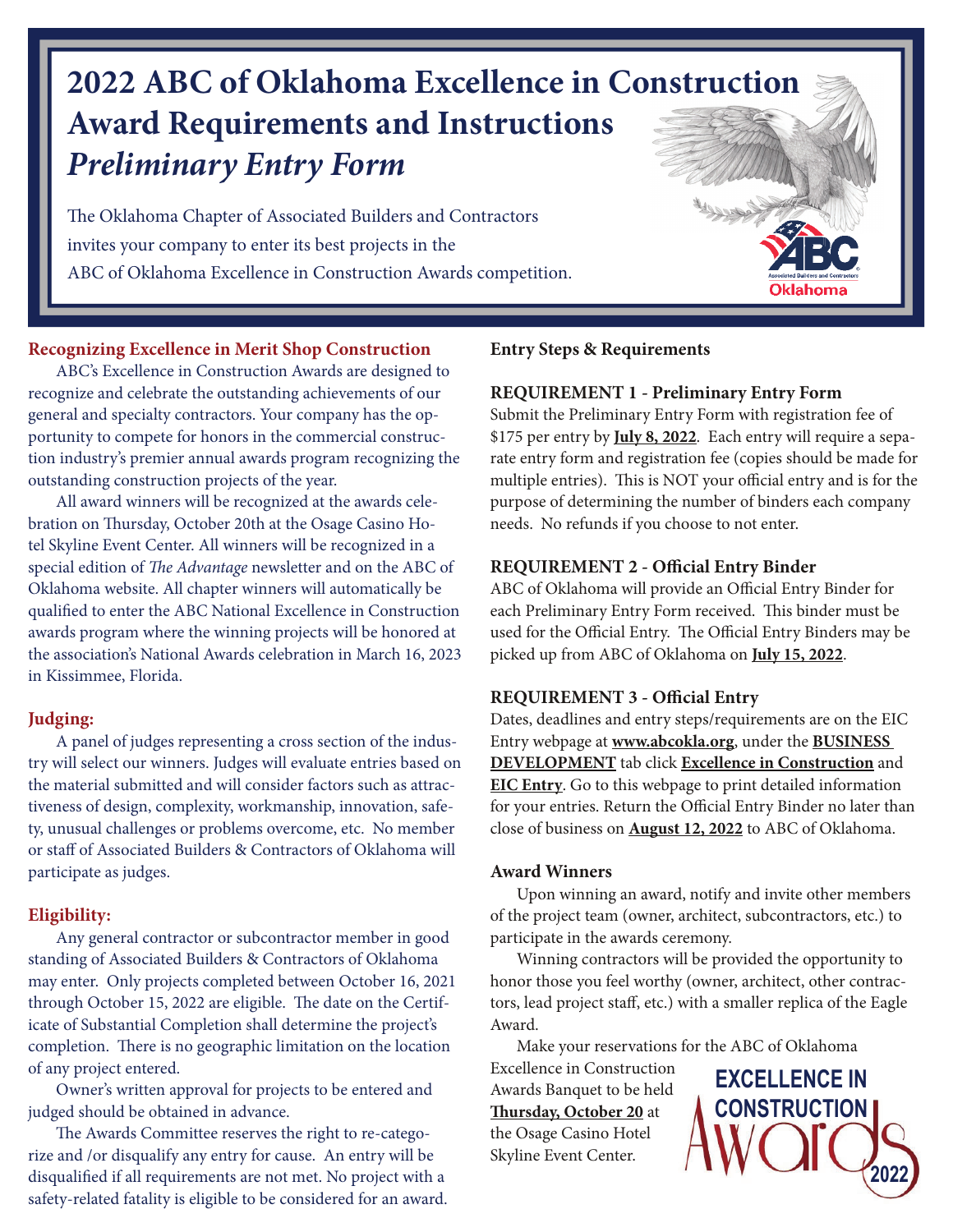# 2022 ABC of Oklahoma Excellence in Construction Award Requirements and Instructions

## *Preliminary Entry Form*

The Oklahoma Chapter of Associated Builders and Contractors invites your company to enter its best projects in the ABC of Oklahoma Excellence in Construction Awards competition.

### Recognizing Excellence in Merit Shop Construction

ABC's Excellence in Construction Awards are designed to recognize and celebrate the outstanding achievements of our general and specialty contractors. Your company has the opportunity to compete for honors in the commercial construction industry's premier annual awards program recognizing the outstanding construction projects of the year.

All award winners will be recognized at the awards celebration on Thursday, October 20th at the Osage Casino Hotel Skyline Event Center. All winners will be recognized in a special edition of *The Advantage* newsletter and on the ABC of Oklahoma website. All chapter winners will automatically be qualified to enter the ABC National Excellence in Construction awards program where the winning projects will be honored at the association's National Awards celebration in March 16, 2023 in Kissimmee, Florida.

### Judging:

A panel of judges representing a cross section of the industry will select our winners. Judges will evaluate entries based on the material submitted and will consider factors such as attractiveness of design, complexity, workmanship, innovation, safety, unusual challenges or problems overcome, etc. No member or staff of Associated Builders & Contractors of Oklahoma will participate as judges.

### Eligibility:

Any general contractor or subcontractor member in good standing of Associated Builders & Contractors of Oklahoma may enter. Only projects completed between October 16, 2021 through October 15, 2022 are eligible. The date on the Certificate of Substantial Completion shall determine the project's completion. There is no geographic limitation on the location of any project entered.

Owner's written approval for projects to be entered and judged should be obtained in advance.

The Awards Committee reserves the right to re-categorize and /or disqualify any entry for cause. An entry will be disqualified if all requirements are not met. No project with a safety-related fatality is eligible to be considered for an award.

### Entry Steps & Requirements

**REQUIREMENT 1 - Preliminary Entry Form**

Submit the Preliminary Entry Form with registration fee of $175 per entry by **July 8, 2022**. Each entry will require a separate entry form and registration fee (copies should be made for multiple entries). This is NOT your official entry and is for the purpose of determining the number of binders each company needs. No refunds if you choose to not enter.

**REQUIREMENT 2 - Official Entry Binder**

ABC of Oklahoma will provide an Official Entry Binder for each Preliminary Entry Form received. This binder must be used for the Official Entry. The Official Entry Binders may be picked up from ABC of Oklahoma on **July 15, 2022**.

**REQUIREMENT 3 - Official Entry**

Dates, deadlines and entry steps/requirements are on the EIC Entry webpage at **www.abcokla.org**, under the **BUSINESS DEVELOPMENT** tab click **Excellence in Construction** and **EIC Entry**. Go to this webpage to print detailed information for your entries. Return the Official Entry Binder no later than close of business on **August 12, 2022** to ABC of Oklahoma.

### Award Winners

Upon winning an award, notify and invite other members of the project team (owner, architect, subcontractors, etc.) to participate in the awards ceremony.

Winning contractors will be provided the opportunity to honor those you feel worthy (owner, architect, other contractors, lead project staff, etc.) with a smaller replica of the Eagle Award.

Make your reservations for the ABC of Oklahoma Excellence in Construction Awards Banquet to be held **Thursday, October 20** at the Osage Casino Hotel Skyline Event Center.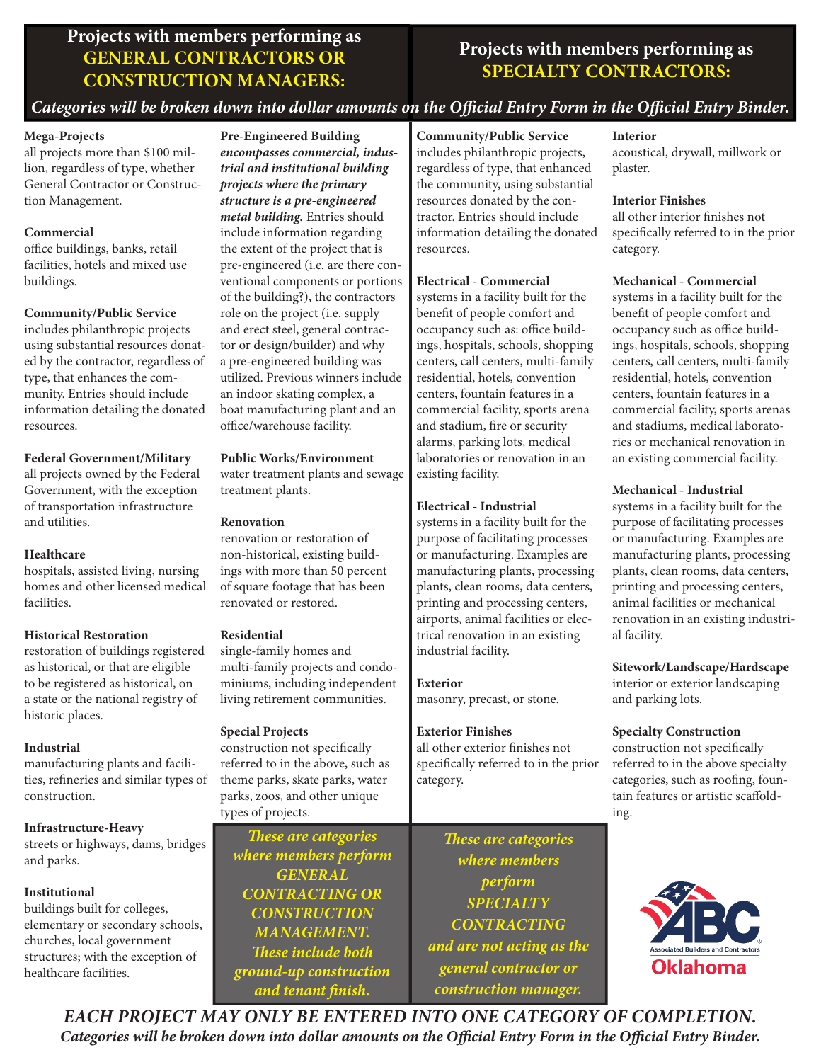## Projects with members performing as GENERAL CONTRACTORS OR CONSTRUCTION MANAGERS:

*Categories will be broken down into dollar amounts on the Official Entry Form in the Official Entry Binder.*

**Mega-Projects**
all projects more than $100 million, regardless of type, whether General Contractor or Construction Management.

**Commercial**
office buildings, banks, retail facilities, hotels and mixed use buildings.

**Community/Public Service**
includes philanthropic projects using substantial resources donated by the contractor, regardless of type, that enhances the community. Entries should include information detailing the donated resources.

**Federal Government/Military**
all projects owned by the Federal Government, with the exception of transportation infrastructure and utilities.

**Healthcare**
hospitals, assisted living, nursing homes and other licensed medical facilities.

**Historical Restoration**
restoration of buildings registered as historical, or that are eligible to be registered as historical, on a state or the national registry of historic places.

**Industrial**
manufacturing plants and facilities, refineries and similar types of construction.

**Infrastructure-Heavy**
streets or highways, dams, bridges and parks.

**Institutional**
buildings built for colleges, elementary or secondary schools, churches, local government structures; with the exception of healthcare facilities.

**Pre-Engineered Building**
***encompasses commercial, industrial and institutional building projects where the primary structure is a pre-engineered metal building.*** Entries should include information regarding the extent of the project that is pre-engineered (i.e. are there conventional components or portions of the building?), the contractors role on the project (i.e. supply and erect steel, general contractor or design/builder) and why a pre-engineered building was utilized. Previous winners include an indoor skating complex, a boat manufacturing plant and an office/warehouse facility.

**Public Works/Environment**
water treatment plants and sewage treatment plants.

**Renovation**
renovation or restoration of non-historical, existing buildings with more than 50 percent of square footage that has been renovated or restored.

**Residential**
single-family homes and multi-family projects and condominiums, including independent living retirement communities.

**Special Projects**
construction not specifically referred to in the above, such as theme parks, skate parks, water parks, zoos, and other unique types of projects.

*These are categories where members perform GENERAL CONTRACTING OR CONSTRUCTION MANAGEMENT. These include both ground-up construction and tenant finish.*

## Projects with members performing as SPECIALTY CONTRACTORS:

**Community/Public Service**
includes philanthropic projects, regardless of type, that enhanced the community, using substantial resources donated by the contractor. Entries should include information detailing the donated resources.

**Electrical - Commercial**
systems in a facility built for the benefit of people comfort and occupancy such as: office buildings, hospitals, schools, shopping centers, call centers, multi-family residential, hotels, convention centers, fountain features in a commercial facility, sports arena and stadium, fire or security alarms, parking lots, medical laboratories or renovation in an existing facility.

**Electrical - Industrial**
systems in a facility built for the purpose of facilitating processes or manufacturing. Examples are manufacturing plants, processing plants, clean rooms, data centers, printing and processing centers, airports, animal facilities or electrical renovation in an existing industrial facility.

**Exterior**
masonry, precast, or stone.

**Exterior Finishes**
all other exterior finishes not specifically referred to in the prior category.

**Interior**
acoustical, drywall, millwork or plaster.

**Interior Finishes**
all other interior finishes not specifically referred to in the prior category.

**Mechanical - Commercial**
systems in a facility built for the benefit of people comfort and occupancy such as office buildings, hospitals, schools, shopping centers, call centers, multi-family residential, hotels, convention centers, fountain features in a commercial facility, sports arenas and stadiums, medical laboratories or mechanical renovation in an existing commercial facility.

**Mechanical - Industrial**
systems in a facility built for the purpose of facilitating processes or manufacturing. Examples are manufacturing plants, processing plants, clean rooms, data centers, printing and processing centers, animal facilities or mechanical renovation in an existing industrial facility.

**Sitework/Landscape/Hardscape**
interior or exterior landscaping and parking lots.

**Specialty Construction**
construction not specifically referred to in the above specialty categories, such as roofing, fountain features or artistic scaffolding.

*These are categories where members perform SPECIALTY CONTRACTING and are not acting as the general contractor or construction manager.*

ABC Associated Builders and Contractors Oklahoma

***EACH PROJECT MAY ONLY BE ENTERED INTO ONE CATEGORY OF COMPLETION.***

***Categories will be broken down into dollar amounts on the Official Entry Form in the Official Entry Binder.***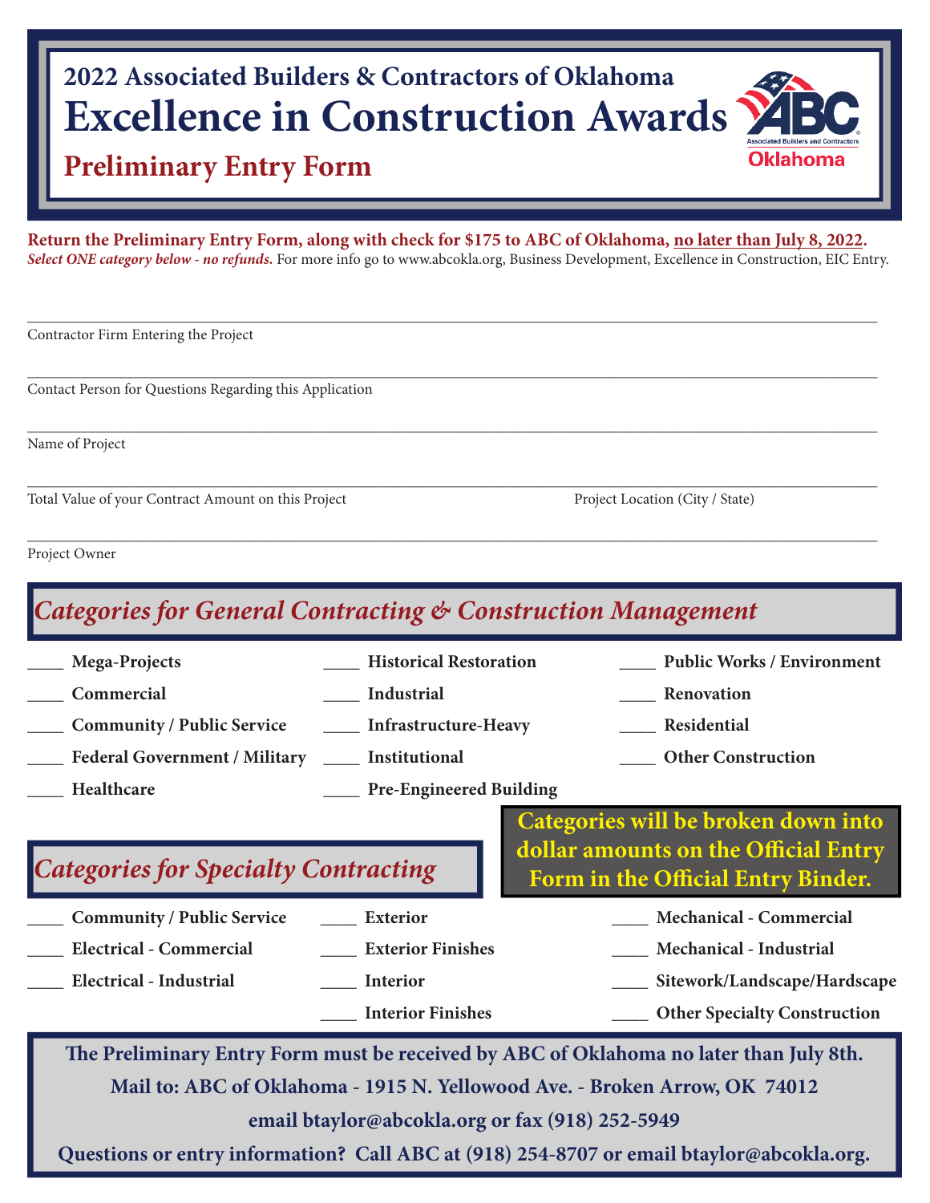## 2022 Associated Builders & Contractors of Oklahoma

# Excellence in Construction Awards

## Preliminary Entry Form

**Return the Preliminary Entry Form, along with check for $175 to ABC of Oklahoma, no later than July 8, 2022.**
***Select ONE category below - no refunds.*** For more info go to www.abcokla.org, Business Development, Excellence in Construction, EIC Entry.

\_\_\_\_\_\_\_\_\_\_\_\_\_\_\_\_\_\_\_\_\_\_\_\_\_\_\_\_\_\_\_\_\_\_\_\_\_\_\_\_\_\_\_\_\_\_\_\_\_\_\_\_
Contractor Firm Entering the Project

\_\_\_\_\_\_\_\_\_\_\_\_\_\_\_\_\_\_\_\_\_\_\_\_\_\_\_\_\_\_\_\_\_\_\_\_\_\_\_\_\_\_\_\_\_\_\_\_\_\_\_\_
Contact Person for Questions Regarding this Application

\_\_\_\_\_\_\_\_\_\_\_\_\_\_\_\_\_\_\_\_\_\_\_\_\_\_\_\_\_\_\_\_\_\_\_\_\_\_\_\_\_\_\_\_\_\_\_\_\_\_\_\_
Name of Project

\_\_\_\_\_\_\_\_\_\_\_\_\_\_\_\_\_\_\_\_\_\_\_\_\_\_\_\_\_\_\_\_\_\_\_\_\_\_\_\_\_\_\_\_\_\_\_\_\_\_\_\_
Total Value of your Contract Amount on this Project — Project Location (City / State)

\_\_\_\_\_\_\_\_\_\_\_\_\_\_\_\_\_\_\_\_\_\_\_\_\_\_\_\_\_\_\_\_\_\_\_\_\_\_\_\_\_\_\_\_\_\_\_\_\_\_\_\_
Project Owner

## *Categories for General Contracting & Construction Management*

- \_\_\_\_ **Mega-Projects**
- \_\_\_\_ **Commercial**
- \_\_\_\_ **Community / Public Service**
- \_\_\_\_ **Federal Government / Military**
- \_\_\_\_ **Healthcare**
- \_\_\_\_ **Historical Restoration**
- \_\_\_\_ **Industrial**
- \_\_\_\_ **Infrastructure-Heavy**
- \_\_\_\_ **Institutional**
- \_\_\_\_ **Pre-Engineered Building**
- \_\_\_\_ **Public Works / Environment**
- \_\_\_\_ **Renovation**
- \_\_\_\_ **Residential**
- \_\_\_\_ **Other Construction**

**Categories will be broken down into dollar amounts on the Official Entry Form in the Official Entry Binder.**

## *Categories for Specialty Contracting*

- \_\_\_\_ **Community / Public Service**
- \_\_\_\_ **Electrical - Commercial**
- \_\_\_\_ **Electrical - Industrial**
- \_\_\_\_ **Exterior**
- \_\_\_\_ **Exterior Finishes**
- \_\_\_\_ **Interior**
- \_\_\_\_ **Interior Finishes**
- \_\_\_\_ **Mechanical - Commercial**
- \_\_\_\_ **Mechanical - Industrial**
- \_\_\_\_ **Sitework/Landscape/Hardscape**
- \_\_\_\_ **Other Specialty Construction**

**The Preliminary Entry Form must be received by ABC of Oklahoma no later than July 8th.**

**Mail to: ABC of Oklahoma - 1915 N. Yellowood Ave. - Broken Arrow, OK 74012**

**email btaylor@abcokla.org or fax (918) 252-5949**

**Questions or entry information? Call ABC at (918) 254-8707 or email btaylor@abcokla.org.**